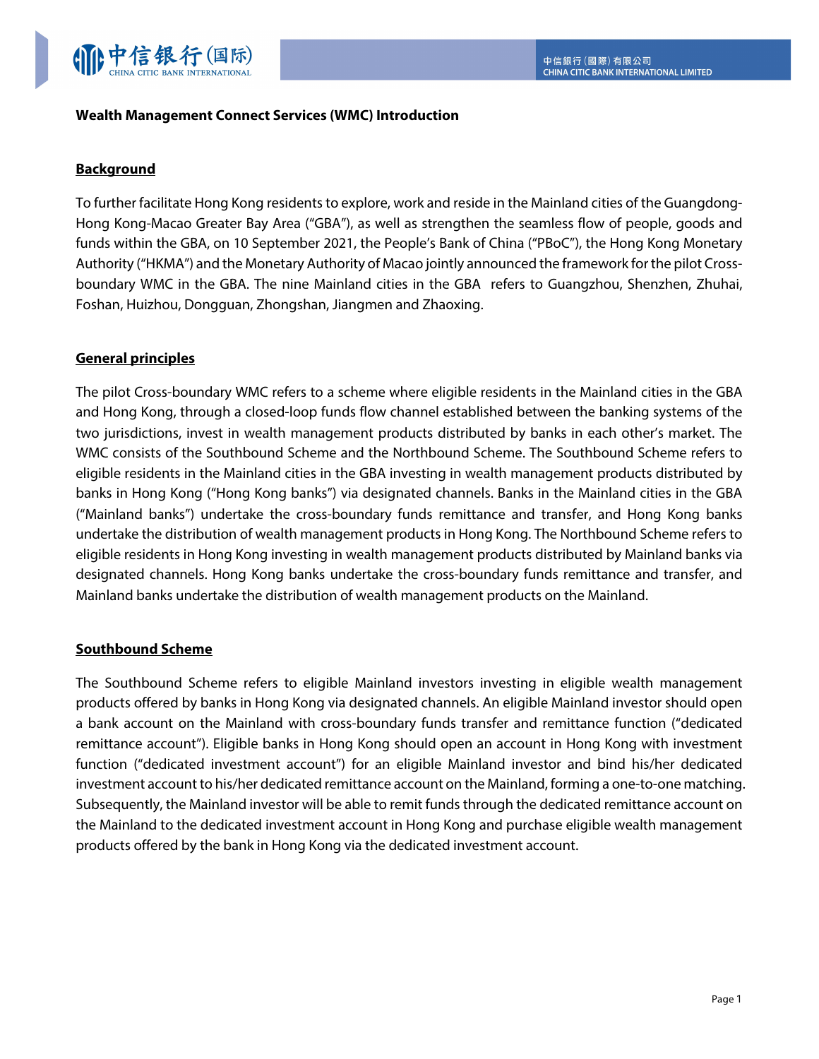# Wealth Management Connect Services (WMC) Introduction

## Background

To further facilitate Hong Kong residents to explore, work and reside in the Mainland cities of the Guangdong-Hong Kong-Macao Greater Bay Area ("GBA"), as well as strengthen the seamless flow of people, goods and funds within the GBA, on 10 September 2021, the People's Bank of China ("PBoC"), the Hong Kong Monetary Authority ("HKMA") and the Monetary Authority of Macao jointly announced the framework for the pilot Cross-boundary WMC in the GBA. The nine Mainland cities in the GBA refers to Guangzhou, Shenzhen, Zhuhai, Foshan, Huizhou, Dongguan, Zhongshan, Jiangmen and Zhaoxing.

## General principles

The pilot Cross-boundary WMC refers to a scheme where eligible residents in the Mainland cities in the GBA and Hong Kong, through a closed-loop funds flow channel established between the banking systems of the two jurisdictions, invest in wealth management products distributed by banks in each other's market. The WMC consists of the Southbound Scheme and the Northbound Scheme. The Southbound Scheme refers to eligible residents in the Mainland cities in the GBA investing in wealth management products distributed by banks in Hong Kong ("Hong Kong banks") via designated channels. Banks in the Mainland cities in the GBA ("Mainland banks") undertake the cross-boundary funds remittance and transfer, and Hong Kong banks undertake the distribution of wealth management products in Hong Kong. The Northbound Scheme refers to eligible residents in Hong Kong investing in wealth management products distributed by Mainland banks via designated channels. Hong Kong banks undertake the cross-boundary funds remittance and transfer, and Mainland banks undertake the distribution of wealth management products on the Mainland.

## Southbound Scheme

The Southbound Scheme refers to eligible Mainland investors investing in eligible wealth management products offered by banks in Hong Kong via designated channels. An eligible Mainland investor should open a bank account on the Mainland with cross-boundary funds transfer and remittance function ("dedicated remittance account"). Eligible banks in Hong Kong should open an account in Hong Kong with investment function ("dedicated investment account") for an eligible Mainland investor and bind his/her dedicated investment account to his/her dedicated remittance account on the Mainland, forming a one-to-one matching. Subsequently, the Mainland investor will be able to remit funds through the dedicated remittance account on the Mainland to the dedicated investment account in Hong Kong and purchase eligible wealth management products offered by the bank in Hong Kong via the dedicated investment account.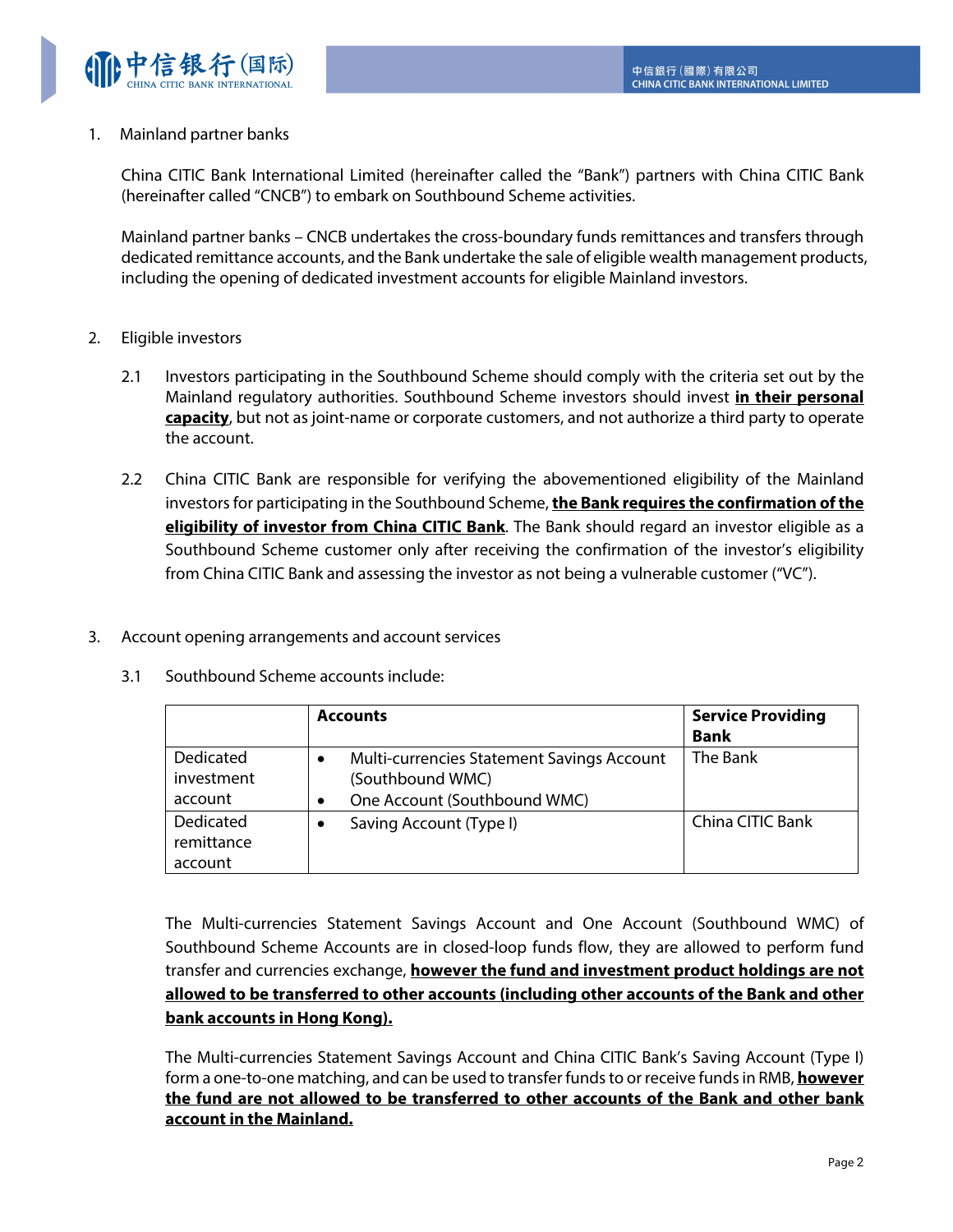1. Mainland partner banks

   China CITIC Bank International Limited (hereinafter called the "Bank") partners with China CITIC Bank (hereinafter called "CNCB") to embark on Southbound Scheme activities.

   Mainland partner banks – CNCB undertakes the cross-boundary funds remittances and transfers through dedicated remittance accounts, and the Bank undertake the sale of eligible wealth management products, including the opening of dedicated investment accounts for eligible Mainland investors.

2. Eligible investors

   2.1 Investors participating in the Southbound Scheme should comply with the criteria set out by the Mainland regulatory authorities. Southbound Scheme investors should invest **in their personal capacity**, but not as joint-name or corporate customers, and not authorize a third party to operate the account.

   2.2 China CITIC Bank are responsible for verifying the abovementioned eligibility of the Mainland investors for participating in the Southbound Scheme, **the Bank requires the confirmation of the eligibility of investor from China CITIC Bank**. The Bank should regard an investor eligible as a Southbound Scheme customer only after receiving the confirmation of the investor's eligibility from China CITIC Bank and assessing the investor as not being a vulnerable customer ("VC").

3. Account opening arrangements and account services

   3.1 Southbound Scheme accounts include:

| | Accounts | Service Providing Bank |
|---|---|---|
| Dedicated investment account | • Multi-currencies Statement Savings Account (Southbound WMC)<br>• One Account (Southbound WMC) | The Bank |
| Dedicated remittance account | • Saving Account (Type I) | China CITIC Bank |

   The Multi-currencies Statement Savings Account and One Account (Southbound WMC) of Southbound Scheme Accounts are in closed-loop funds flow, they are allowed to perform fund transfer and currencies exchange, **however the fund and investment product holdings are not allowed to be transferred to other accounts (including other accounts of the Bank and other bank accounts in Hong Kong).**

   The Multi-currencies Statement Savings Account and China CITIC Bank's Saving Account (Type I) form a one-to-one matching, and can be used to transfer funds to or receive funds in RMB, **however the fund are not allowed to be transferred to other accounts of the Bank and other bank account in the Mainland.**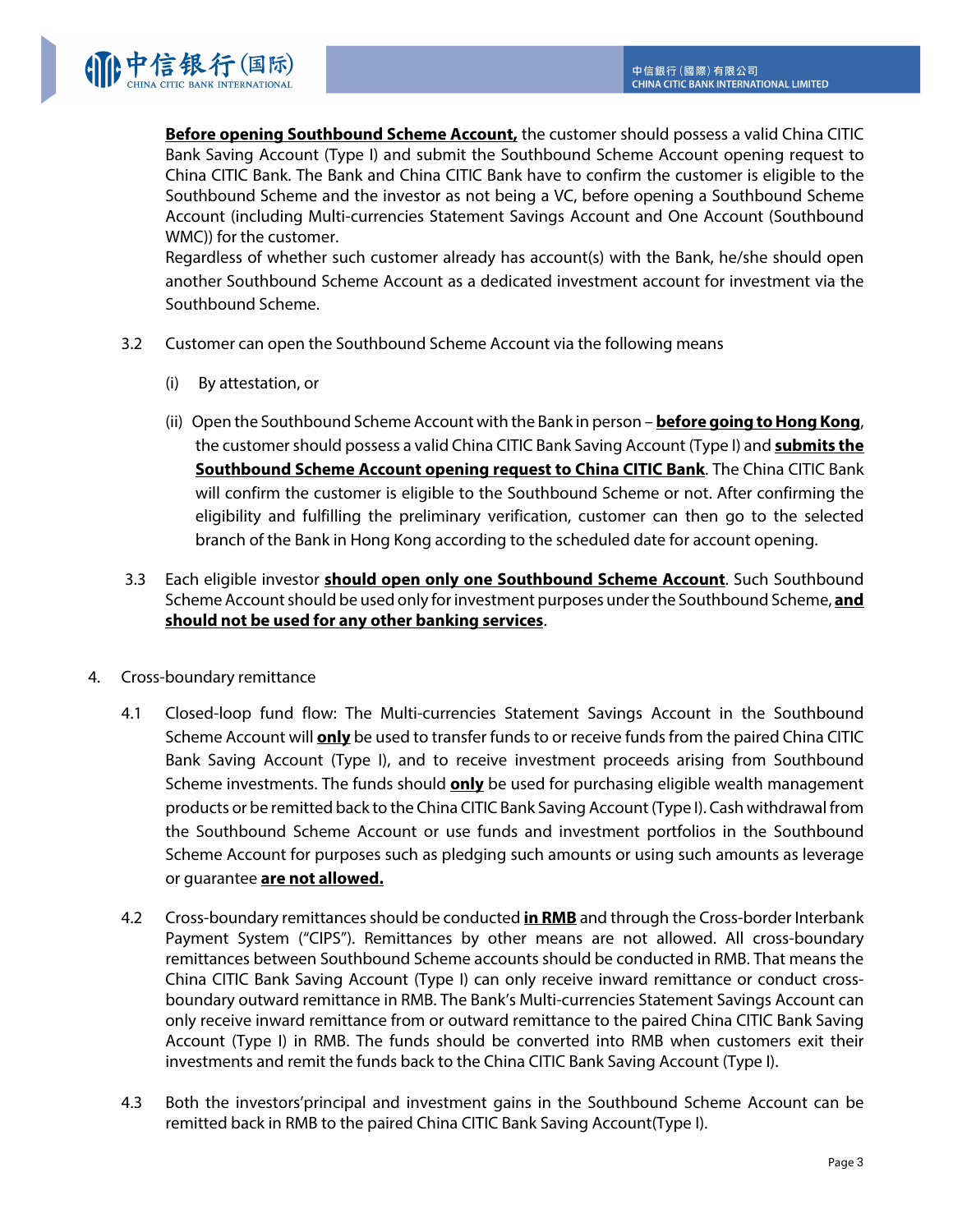**Before opening Southbound Scheme Account,** the customer should possess a valid China CITIC Bank Saving Account (Type I) and submit the Southbound Scheme Account opening request to China CITIC Bank. The Bank and China CITIC Bank have to confirm the customer is eligible to the Southbound Scheme and the investor as not being a VC, before opening a Southbound Scheme Account (including Multi-currencies Statement Savings Account and One Account (Southbound WMC)) for the customer.

Regardless of whether such customer already has account(s) with the Bank, he/she should open another Southbound Scheme Account as a dedicated investment account for investment via the Southbound Scheme.

3.2 Customer can open the Southbound Scheme Account via the following means

(i) By attestation, or

(ii) Open the Southbound Scheme Account with the Bank in person – **before going to Hong Kong**, the customer should possess a valid China CITIC Bank Saving Account (Type I) and **submits the Southbound Scheme Account opening request to China CITIC Bank**. The China CITIC Bank will confirm the customer is eligible to the Southbound Scheme or not. After confirming the eligibility and fulfilling the preliminary verification, customer can then go to the selected branch of the Bank in Hong Kong according to the scheduled date for account opening.

3.3 Each eligible investor **should open only one Southbound Scheme Account**. Such Southbound Scheme Account should be used only for investment purposes under the Southbound Scheme, **and should not be used for any other banking services**.

4. Cross-boundary remittance

4.1 Closed-loop fund flow: The Multi-currencies Statement Savings Account in the Southbound Scheme Account will **only** be used to transfer funds to or receive funds from the paired China CITIC Bank Saving Account (Type I), and to receive investment proceeds arising from Southbound Scheme investments. The funds should **only** be used for purchasing eligible wealth management products or be remitted back to the China CITIC Bank Saving Account (Type I). Cash withdrawal from the Southbound Scheme Account or use funds and investment portfolios in the Southbound Scheme Account for purposes such as pledging such amounts or using such amounts as leverage or guarantee **are not allowed.**

4.2 Cross-boundary remittances should be conducted **in RMB** and through the Cross-border Interbank Payment System ("CIPS"). Remittances by other means are not allowed. All cross-boundary remittances between Southbound Scheme accounts should be conducted in RMB. That means the China CITIC Bank Saving Account (Type I) can only receive inward remittance or conduct cross-boundary outward remittance in RMB. The Bank's Multi-currencies Statement Savings Account can only receive inward remittance from or outward remittance to the paired China CITIC Bank Saving Account (Type I) in RMB. The funds should be converted into RMB when customers exit their investments and remit the funds back to the China CITIC Bank Saving Account (Type I).

4.3 Both the investors'principal and investment gains in the Southbound Scheme Account can be remitted back in RMB to the paired China CITIC Bank Saving Account(Type I).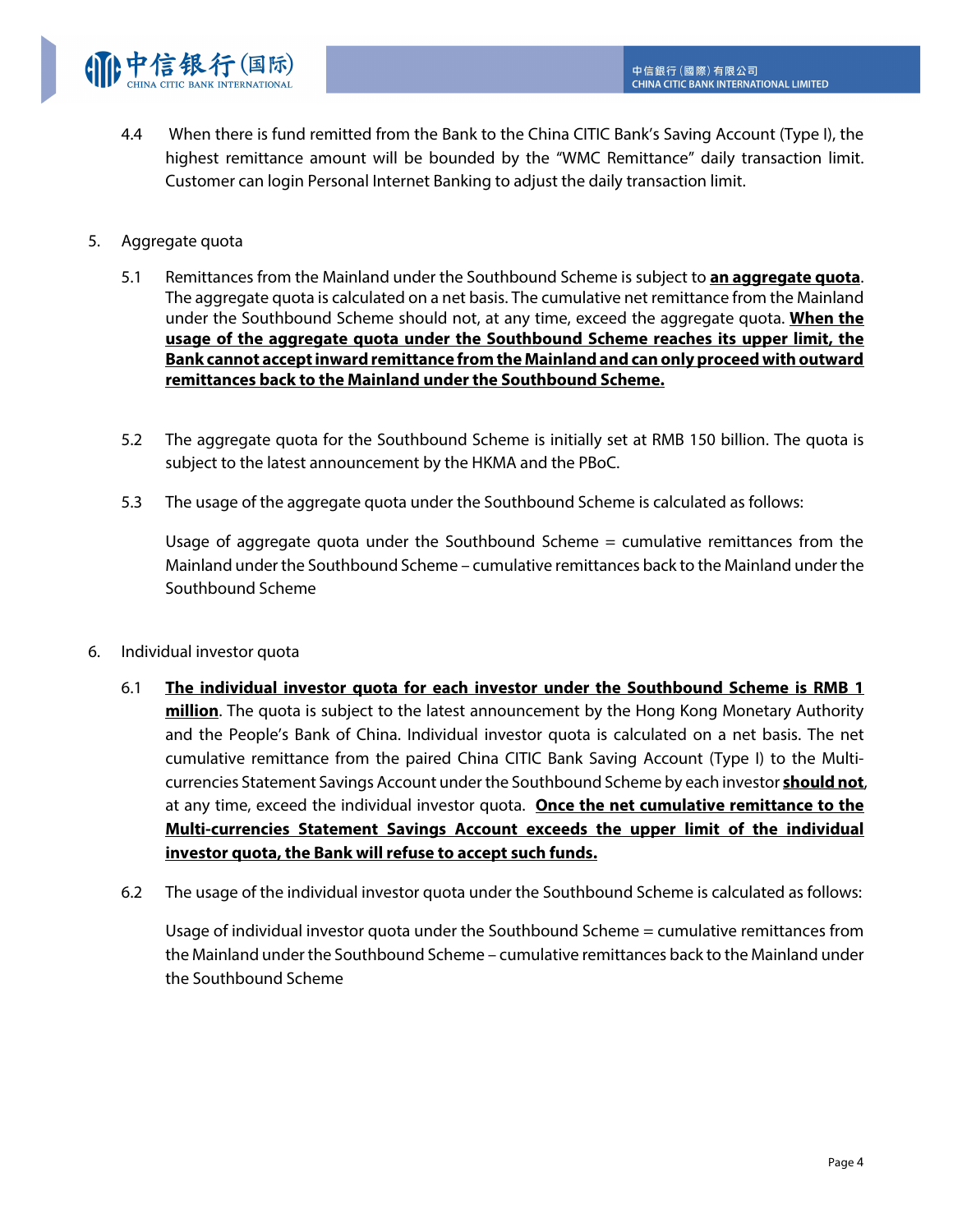4.4 When there is fund remitted from the Bank to the China CITIC Bank's Saving Account (Type I), the highest remittance amount will be bounded by the "WMC Remittance" daily transaction limit. Customer can login Personal Internet Banking to adjust the daily transaction limit.

5. Aggregate quota

5.1 Remittances from the Mainland under the Southbound Scheme is subject to **an aggregate quota**. The aggregate quota is calculated on a net basis. The cumulative net remittance from the Mainland under the Southbound Scheme should not, at any time, exceed the aggregate quota. **When the usage of the aggregate quota under the Southbound Scheme reaches its upper limit, the Bank cannot accept inward remittance from the Mainland and can only proceed with outward remittances back to the Mainland under the Southbound Scheme.**

5.2 The aggregate quota for the Southbound Scheme is initially set at RMB 150 billion. The quota is subject to the latest announcement by the HKMA and the PBoC.

5.3 The usage of the aggregate quota under the Southbound Scheme is calculated as follows:

Usage of aggregate quota under the Southbound Scheme = cumulative remittances from the Mainland under the Southbound Scheme – cumulative remittances back to the Mainland under the Southbound Scheme

6. Individual investor quota

6.1 **The individual investor quota for each investor under the Southbound Scheme is RMB 1 million**. The quota is subject to the latest announcement by the Hong Kong Monetary Authority and the People's Bank of China. Individual investor quota is calculated on a net basis. The net cumulative remittance from the paired China CITIC Bank Saving Account (Type I) to the Multi-currencies Statement Savings Account under the Southbound Scheme by each investor **should not**, at any time, exceed the individual investor quota. **Once the net cumulative remittance to the Multi-currencies Statement Savings Account exceeds the upper limit of the individual investor quota, the Bank will refuse to accept such funds.**

6.2 The usage of the individual investor quota under the Southbound Scheme is calculated as follows:

Usage of individual investor quota under the Southbound Scheme = cumulative remittances from the Mainland under the Southbound Scheme – cumulative remittances back to the Mainland under the Southbound Scheme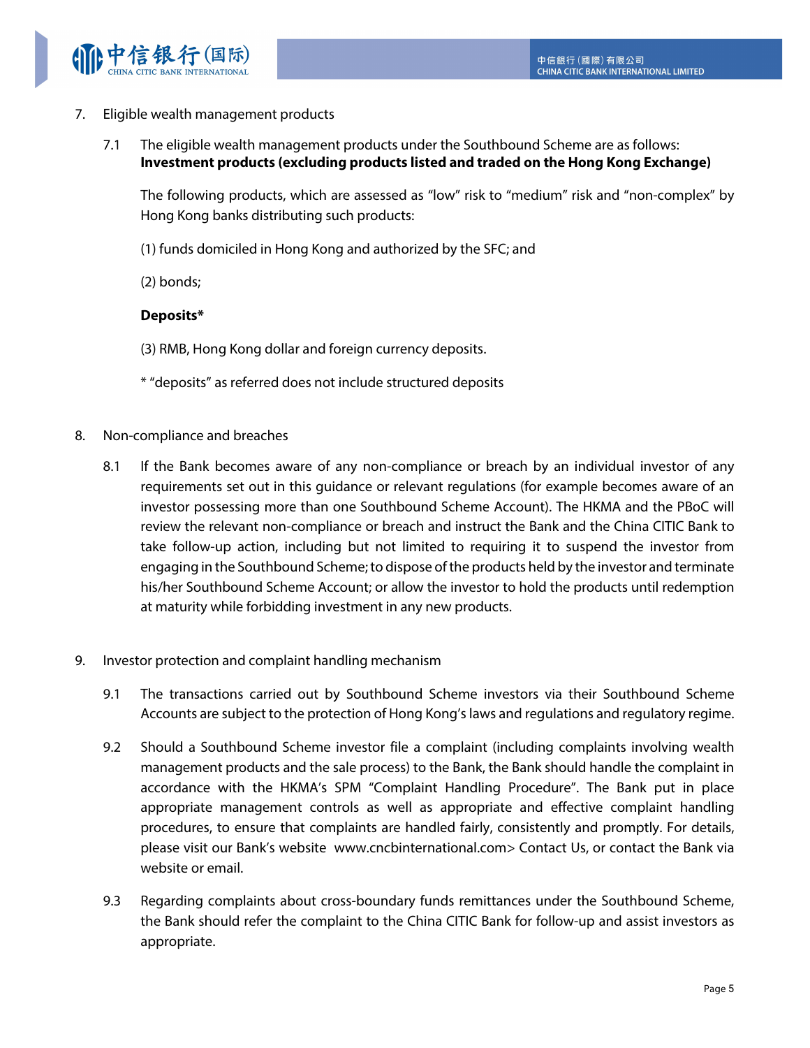7. Eligible wealth management products

7.1 The eligible wealth management products under the Southbound Scheme are as follows:
**Investment products (excluding products listed and traded on the Hong Kong Exchange)**

The following products, which are assessed as "low" risk to "medium" risk and "non-complex" by Hong Kong banks distributing such products:

(1) funds domiciled in Hong Kong and authorized by the SFC; and

(2) bonds;

**Deposits***

(3) RMB, Hong Kong dollar and foreign currency deposits.

* "deposits" as referred does not include structured deposits

8. Non-compliance and breaches

8.1 If the Bank becomes aware of any non-compliance or breach by an individual investor of any requirements set out in this guidance or relevant regulations (for example becomes aware of an investor possessing more than one Southbound Scheme Account). The HKMA and the PBoC will review the relevant non-compliance or breach and instruct the Bank and the China CITIC Bank to take follow-up action, including but not limited to requiring it to suspend the investor from engaging in the Southbound Scheme; to dispose of the products held by the investor and terminate his/her Southbound Scheme Account; or allow the investor to hold the products until redemption at maturity while forbidding investment in any new products.

9. Investor protection and complaint handling mechanism

9.1 The transactions carried out by Southbound Scheme investors via their Southbound Scheme Accounts are subject to the protection of Hong Kong's laws and regulations and regulatory regime.

9.2 Should a Southbound Scheme investor file a complaint (including complaints involving wealth management products and the sale process) to the Bank, the Bank should handle the complaint in accordance with the HKMA's SPM "Complaint Handling Procedure". The Bank put in place appropriate management controls as well as appropriate and effective complaint handling procedures, to ensure that complaints are handled fairly, consistently and promptly. For details, please visit our Bank's website www.cncbinternational.com> Contact Us, or contact the Bank via website or email.

9.3 Regarding complaints about cross-boundary funds remittances under the Southbound Scheme, the Bank should refer the complaint to the China CITIC Bank for follow-up and assist investors as appropriate.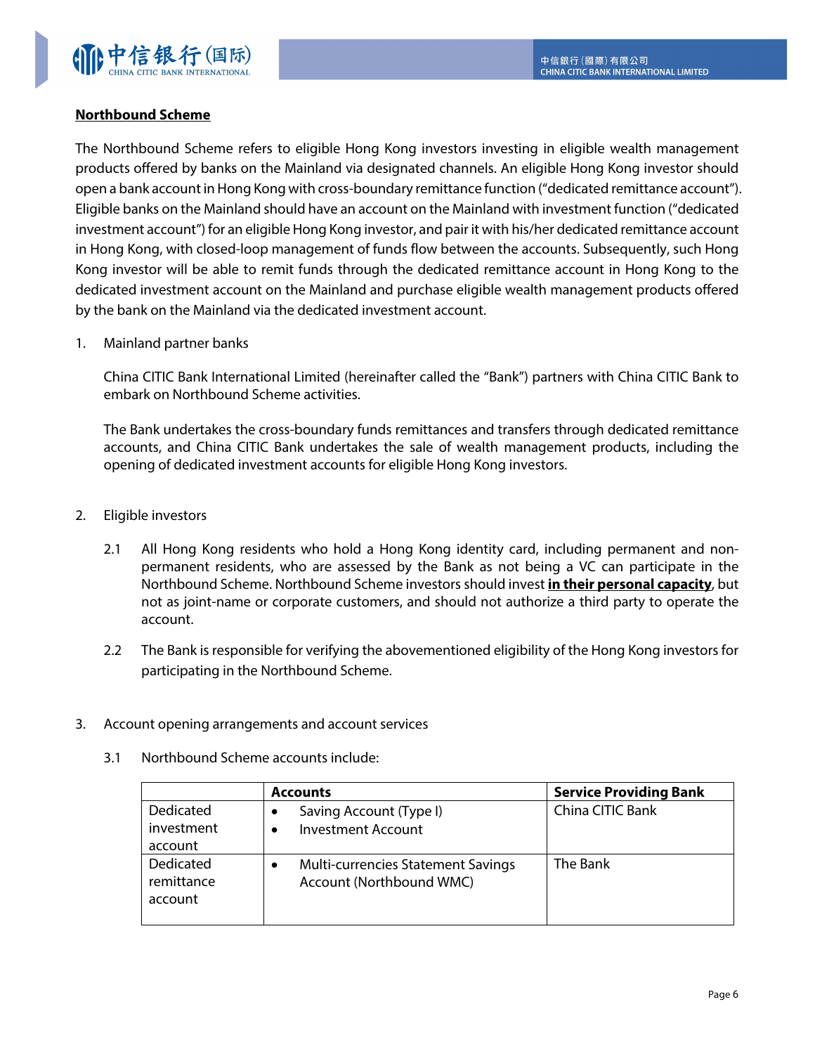**Northbound Scheme**

The Northbound Scheme refers to eligible Hong Kong investors investing in eligible wealth management products offered by banks on the Mainland via designated channels. An eligible Hong Kong investor should open a bank account in Hong Kong with cross-boundary remittance function ("dedicated remittance account"). Eligible banks on the Mainland should have an account on the Mainland with investment function ("dedicated investment account") for an eligible Hong Kong investor, and pair it with his/her dedicated remittance account in Hong Kong, with closed-loop management of funds flow between the accounts. Subsequently, such Hong Kong investor will be able to remit funds through the dedicated remittance account in Hong Kong to the dedicated investment account on the Mainland and purchase eligible wealth management products offered by the bank on the Mainland via the dedicated investment account.

1. Mainland partner banks

   China CITIC Bank International Limited (hereinafter called the "Bank") partners with China CITIC Bank to embark on Northbound Scheme activities.

   The Bank undertakes the cross-boundary funds remittances and transfers through dedicated remittance accounts, and China CITIC Bank undertakes the sale of wealth management products, including the opening of dedicated investment accounts for eligible Hong Kong investors.

2. Eligible investors

   2.1 All Hong Kong residents who hold a Hong Kong identity card, including permanent and non-permanent residents, who are assessed by the Bank as not being a VC can participate in the Northbound Scheme. Northbound Scheme investors should invest **in their personal capacity**, but not as joint-name or corporate customers, and should not authorize a third party to operate the account.

   2.2 The Bank is responsible for verifying the abovementioned eligibility of the Hong Kong investors for participating in the Northbound Scheme.

3. Account opening arrangements and account services

   3.1 Northbound Scheme accounts include:

| | **Accounts** | **Service Providing Bank** |
|---|---|---|
| Dedicated investment account | • Saving Account (Type I)<br>• Investment Account | China CITIC Bank |
| Dedicated remittance account | • Multi-currencies Statement Savings Account (Northbound WMC) | The Bank |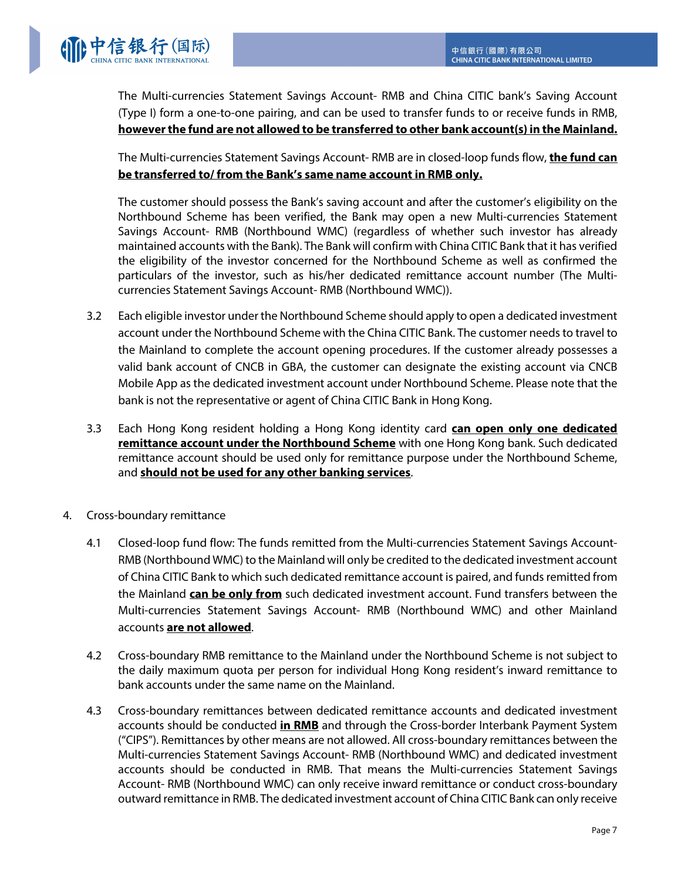The Multi-currencies Statement Savings Account- RMB and China CITIC bank's Saving Account (Type I) form a one-to-one pairing, and can be used to transfer funds to or receive funds in RMB, **however the fund are not allowed to be transferred to other bank account(s) in the Mainland.**

The Multi-currencies Statement Savings Account- RMB are in closed-loop funds flow, **the fund can be transferred to/ from the Bank's same name account in RMB only.**

The customer should possess the Bank's saving account and after the customer's eligibility on the Northbound Scheme has been verified, the Bank may open a new Multi-currencies Statement Savings Account- RMB (Northbound WMC) (regardless of whether such investor has already maintained accounts with the Bank). The Bank will confirm with China CITIC Bank that it has verified the eligibility of the investor concerned for the Northbound Scheme as well as confirmed the particulars of the investor, such as his/her dedicated remittance account number (The Multi-currencies Statement Savings Account- RMB (Northbound WMC)).

3.2 Each eligible investor under the Northbound Scheme should apply to open a dedicated investment account under the Northbound Scheme with the China CITIC Bank. The customer needs to travel to the Mainland to complete the account opening procedures. If the customer already possesses a valid bank account of CNCB in GBA, the customer can designate the existing account via CNCB Mobile App as the dedicated investment account under Northbound Scheme. Please note that the bank is not the representative or agent of China CITIC Bank in Hong Kong.

3.3 Each Hong Kong resident holding a Hong Kong identity card **can open only one dedicated remittance account under the Northbound Scheme** with one Hong Kong bank. Such dedicated remittance account should be used only for remittance purpose under the Northbound Scheme, and **should not be used for any other banking services**.

4. Cross-boundary remittance

4.1 Closed-loop fund flow: The funds remitted from the Multi-currencies Statement Savings Account- RMB (Northbound WMC) to the Mainland will only be credited to the dedicated investment account of China CITIC Bank to which such dedicated remittance account is paired, and funds remitted from the Mainland **can be only from** such dedicated investment account. Fund transfers between the Multi-currencies Statement Savings Account- RMB (Northbound WMC) and other Mainland accounts **are not allowed**.

4.2 Cross-boundary RMB remittance to the Mainland under the Northbound Scheme is not subject to the daily maximum quota per person for individual Hong Kong resident's inward remittance to bank accounts under the same name on the Mainland.

4.3 Cross-boundary remittances between dedicated remittance accounts and dedicated investment accounts should be conducted **in RMB** and through the Cross-border Interbank Payment System ("CIPS"). Remittances by other means are not allowed. All cross-boundary remittances between the Multi-currencies Statement Savings Account- RMB (Northbound WMC) and dedicated investment accounts should be conducted in RMB. That means the Multi-currencies Statement Savings Account- RMB (Northbound WMC) can only receive inward remittance or conduct cross-boundary outward remittance in RMB. The dedicated investment account of China CITIC Bank can only receive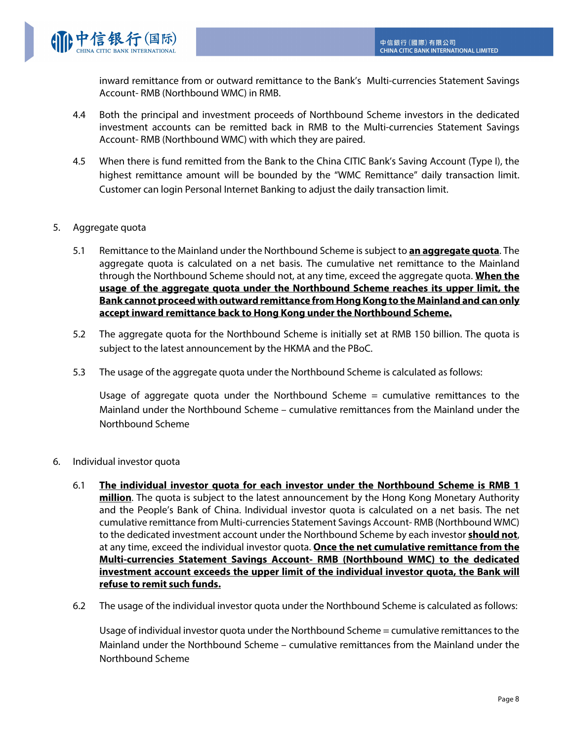inward remittance from or outward remittance to the Bank's Multi-currencies Statement Savings Account- RMB (Northbound WMC) in RMB.

4.4 Both the principal and investment proceeds of Northbound Scheme investors in the dedicated investment accounts can be remitted back in RMB to the Multi-currencies Statement Savings Account- RMB (Northbound WMC) with which they are paired.

4.5 When there is fund remitted from the Bank to the China CITIC Bank's Saving Account (Type I), the highest remittance amount will be bounded by the "WMC Remittance" daily transaction limit. Customer can login Personal Internet Banking to adjust the daily transaction limit.

5. Aggregate quota

5.1 Remittance to the Mainland under the Northbound Scheme is subject to **an aggregate quota**. The aggregate quota is calculated on a net basis. The cumulative net remittance to the Mainland through the Northbound Scheme should not, at any time, exceed the aggregate quota. **When the usage of the aggregate quota under the Northbound Scheme reaches its upper limit, the Bank cannot proceed with outward remittance from Hong Kong to the Mainland and can only accept inward remittance back to Hong Kong under the Northbound Scheme.**

5.2 The aggregate quota for the Northbound Scheme is initially set at RMB 150 billion. The quota is subject to the latest announcement by the HKMA and the PBoC.

5.3 The usage of the aggregate quota under the Northbound Scheme is calculated as follows:

Usage of aggregate quota under the Northbound Scheme = cumulative remittances to the Mainland under the Northbound Scheme – cumulative remittances from the Mainland under the Northbound Scheme

6. Individual investor quota

6.1 **The individual investor quota for each investor under the Northbound Scheme is RMB 1 million**. The quota is subject to the latest announcement by the Hong Kong Monetary Authority and the People's Bank of China. Individual investor quota is calculated on a net basis. The net cumulative remittance from Multi-currencies Statement Savings Account- RMB (Northbound WMC) to the dedicated investment account under the Northbound Scheme by each investor **should not**, at any time, exceed the individual investor quota. **Once the net cumulative remittance from the Multi-currencies Statement Savings Account- RMB (Northbound WMC) to the dedicated investment account exceeds the upper limit of the individual investor quota, the Bank will refuse to remit such funds.**

6.2 The usage of the individual investor quota under the Northbound Scheme is calculated as follows:

Usage of individual investor quota under the Northbound Scheme = cumulative remittances to the Mainland under the Northbound Scheme – cumulative remittances from the Mainland under the Northbound Scheme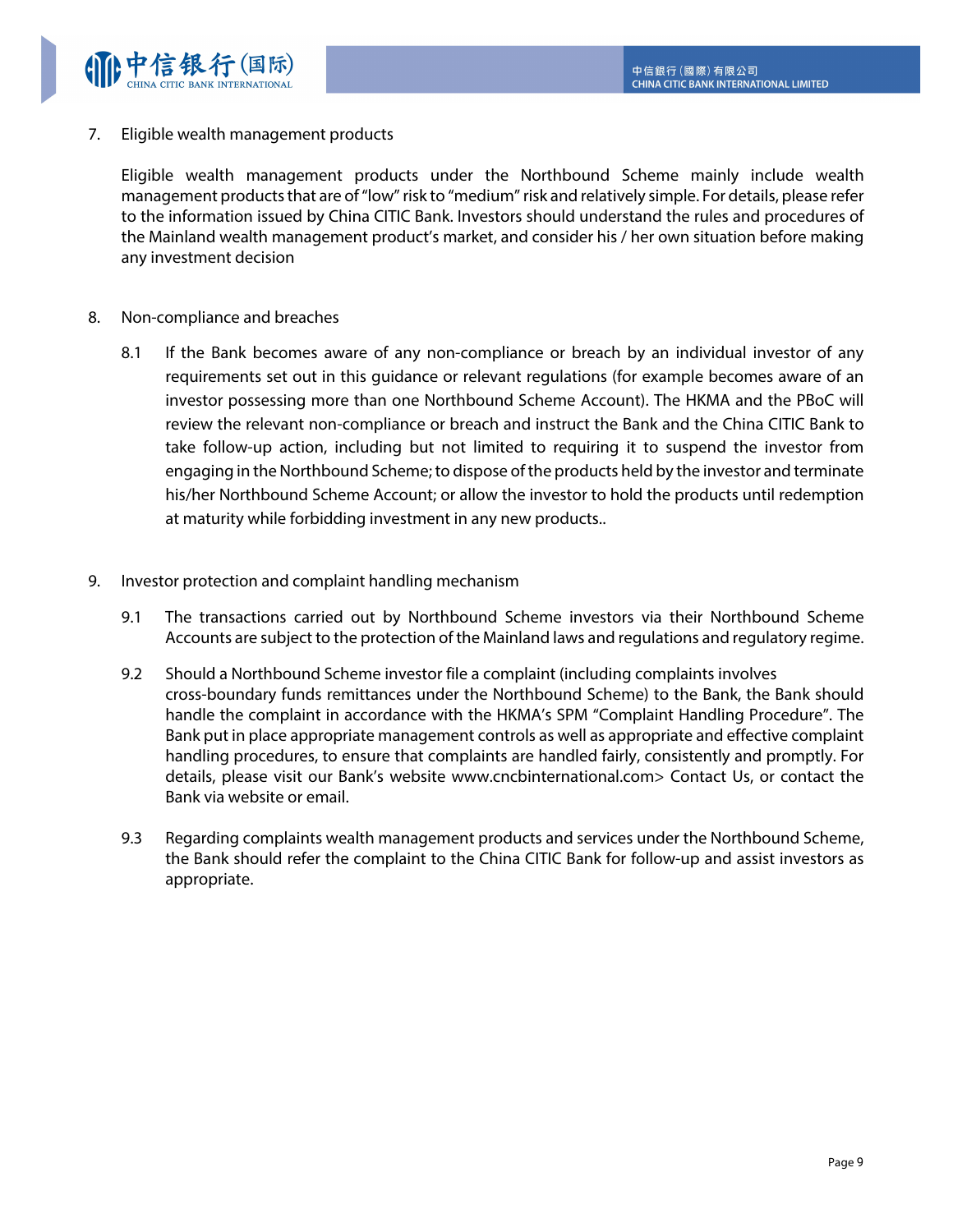7. Eligible wealth management products

   Eligible wealth management products under the Northbound Scheme mainly include wealth management products that are of "low" risk to "medium" risk and relatively simple. For details, please refer to the information issued by China CITIC Bank. Investors should understand the rules and procedures of the Mainland wealth management product's market, and consider his / her own situation before making any investment decision

8. Non-compliance and breaches

   8.1 If the Bank becomes aware of any non-compliance or breach by an individual investor of any requirements set out in this guidance or relevant regulations (for example becomes aware of an investor possessing more than one Northbound Scheme Account). The HKMA and the PBoC will review the relevant non-compliance or breach and instruct the Bank and the China CITIC Bank to take follow-up action, including but not limited to requiring it to suspend the investor from engaging in the Northbound Scheme; to dispose of the products held by the investor and terminate his/her Northbound Scheme Account; or allow the investor to hold the products until redemption at maturity while forbidding investment in any new products..

9. Investor protection and complaint handling mechanism

   9.1 The transactions carried out by Northbound Scheme investors via their Northbound Scheme Accounts are subject to the protection of the Mainland laws and regulations and regulatory regime.

   9.2 Should a Northbound Scheme investor file a complaint (including complaints involves cross-boundary funds remittances under the Northbound Scheme) to the Bank, the Bank should handle the complaint in accordance with the HKMA's SPM "Complaint Handling Procedure". The Bank put in place appropriate management controls as well as appropriate and effective complaint handling procedures, to ensure that complaints are handled fairly, consistently and promptly. For details, please visit our Bank's website www.cncbinternational.com> Contact Us, or contact the Bank via website or email.

   9.3 Regarding complaints wealth management products and services under the Northbound Scheme, the Bank should refer the complaint to the China CITIC Bank for follow-up and assist investors as appropriate.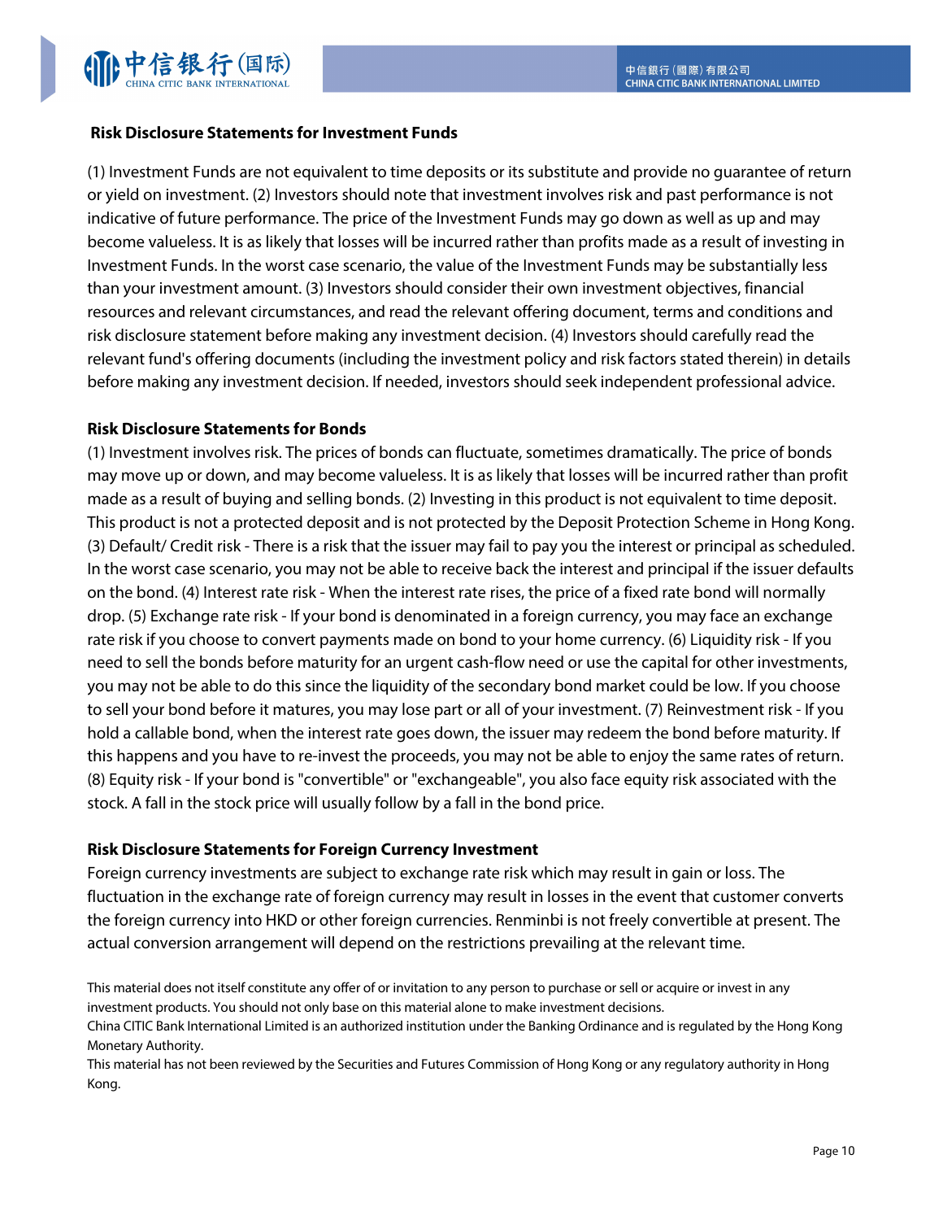**Risk Disclosure Statements for Investment Funds**

(1) Investment Funds are not equivalent to time deposits or its substitute and provide no guarantee of return or yield on investment. (2) Investors should note that investment involves risk and past performance is not indicative of future performance. The price of the Investment Funds may go down as well as up and may become valueless. It is as likely that losses will be incurred rather than profits made as a result of investing in Investment Funds. In the worst case scenario, the value of the Investment Funds may be substantially less than your investment amount. (3) Investors should consider their own investment objectives, financial resources and relevant circumstances, and read the relevant offering document, terms and conditions and risk disclosure statement before making any investment decision. (4) Investors should carefully read the relevant fund's offering documents (including the investment policy and risk factors stated therein) in details before making any investment decision. If needed, investors should seek independent professional advice.

**Risk Disclosure Statements for Bonds**

(1) Investment involves risk. The prices of bonds can fluctuate, sometimes dramatically. The price of bonds may move up or down, and may become valueless. It is as likely that losses will be incurred rather than profit made as a result of buying and selling bonds. (2) Investing in this product is not equivalent to time deposit. This product is not a protected deposit and is not protected by the Deposit Protection Scheme in Hong Kong. (3) Default/ Credit risk - There is a risk that the issuer may fail to pay you the interest or principal as scheduled. In the worst case scenario, you may not be able to receive back the interest and principal if the issuer defaults on the bond. (4) Interest rate risk - When the interest rate rises, the price of a fixed rate bond will normally drop. (5) Exchange rate risk - If your bond is denominated in a foreign currency, you may face an exchange rate risk if you choose to convert payments made on bond to your home currency. (6) Liquidity risk - If you need to sell the bonds before maturity for an urgent cash-flow need or use the capital for other investments, you may not be able to do this since the liquidity of the secondary bond market could be low. If you choose to sell your bond before it matures, you may lose part or all of your investment. (7) Reinvestment risk - If you hold a callable bond, when the interest rate goes down, the issuer may redeem the bond before maturity. If this happens and you have to re-invest the proceeds, you may not be able to enjoy the same rates of return. (8) Equity risk - If your bond is "convertible" or "exchangeable", you also face equity risk associated with the stock. A fall in the stock price will usually follow by a fall in the bond price.

**Risk Disclosure Statements for Foreign Currency Investment**

Foreign currency investments are subject to exchange rate risk which may result in gain or loss. The fluctuation in the exchange rate of foreign currency may result in losses in the event that customer converts the foreign currency into HKD or other foreign currencies. Renminbi is not freely convertible at present. The actual conversion arrangement will depend on the restrictions prevailing at the relevant time.

This material does not itself constitute any offer of or invitation to any person to purchase or sell or acquire or invest in any investment products. You should not only base on this material alone to make investment decisions.
China CITIC Bank International Limited is an authorized institution under the Banking Ordinance and is regulated by the Hong Kong Monetary Authority.
This material has not been reviewed by the Securities and Futures Commission of Hong Kong or any regulatory authority in Hong Kong.